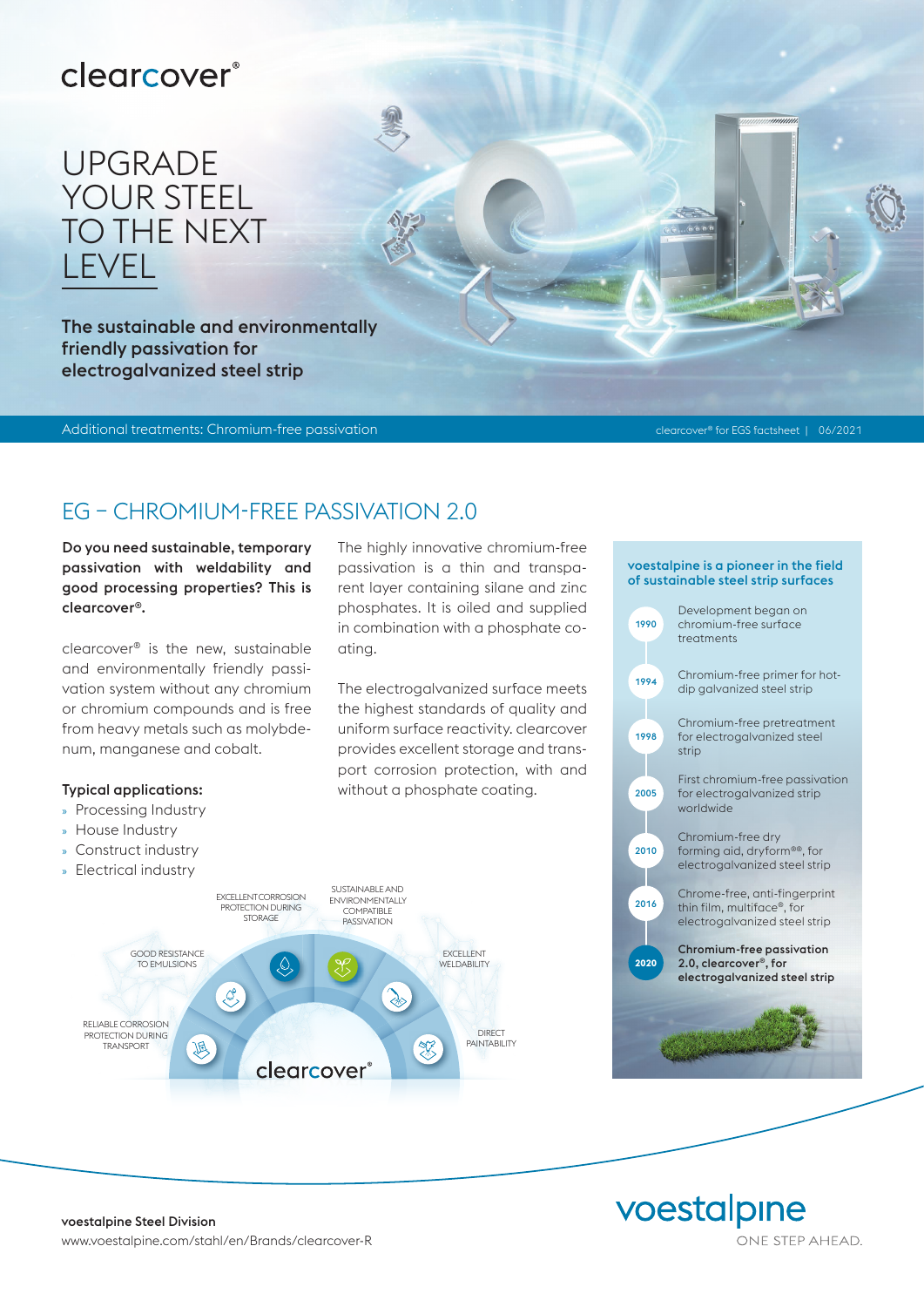clearcover®

# UPGRADE YOUR STEEL TO THE NEXT LEVEL

**The sustainable and environmentally friendly passivation for electrogalvanized steel strip**

Additional treatments: Chromium-free passivation

clearcover® for EGS factsheet | 06/2021

## EG – CHROMIUM-FREE PASSIVATION 2.0

**Do you need sustainable, temporary passivation with weldability and good processing properties? This is clearcover®.**

clearcover® is the new, sustainable and environmentally friendly passivation system without any chromium or chromium compounds and is free from heavy metals such as molybdenum, manganese and cobalt.

**Typical applications:**

- Processing Industry
- House Industry
- Construct industry
- Electrical industry

The highly innovative chromium-free passivation is a thin and transparent layer containing silane and zinc phosphates. It is oiled and supplied in combination with a phosphate coating.

The electrogalvanized surface meets the highest standards of quality and uniform surface reactivity. clearcover provides excellent storage and transport corrosion protection, with and without a phosphate coating.

RELIABLE CORROSION PROTECTION DURING TRANSPORT

GOOD RESISTANCE TO EMULSIONS

EXCELLENT CORROSION PROTECTION DURING STORAGE

SUSTAINABLE AND ENVIRONMENTALLY COMPATIBLE PASSIVATION

EXCELLENT WELDABILITY

DIRECT PAINTABILITY

clearcover®

### voestalpine is a pioneer in the field of sustainable steel strip surfaces

| Year | Milestone |
|---|---|
| 1990 | Development began on chromium-free surface treatments |
| 1994 | Chromium-free primer for hot-dip galvanized steel strip |
| 1998 | Chromium-free pretreatment for electrogalvanized steel strip |
| 2005 | First chromium-free passivation for electrogalvanized strip worldwide |
| 2010 | Chromium-free dry forming aid, dryform®®, for electrogalvanized steel strip |
| 2016 | Chrome-free, anti-fingerprint thin film, multiface®, for electrogalvanized steel strip |
| **2020** | **Chromium-free passivation 2.0, clearcover®, for electrogalvanized steel strip** |

**voestalpine Steel Division**
www.voestalpine.com/stahl/en/Brands/clearcover-R

voestalpine
ONE STEP AHEAD.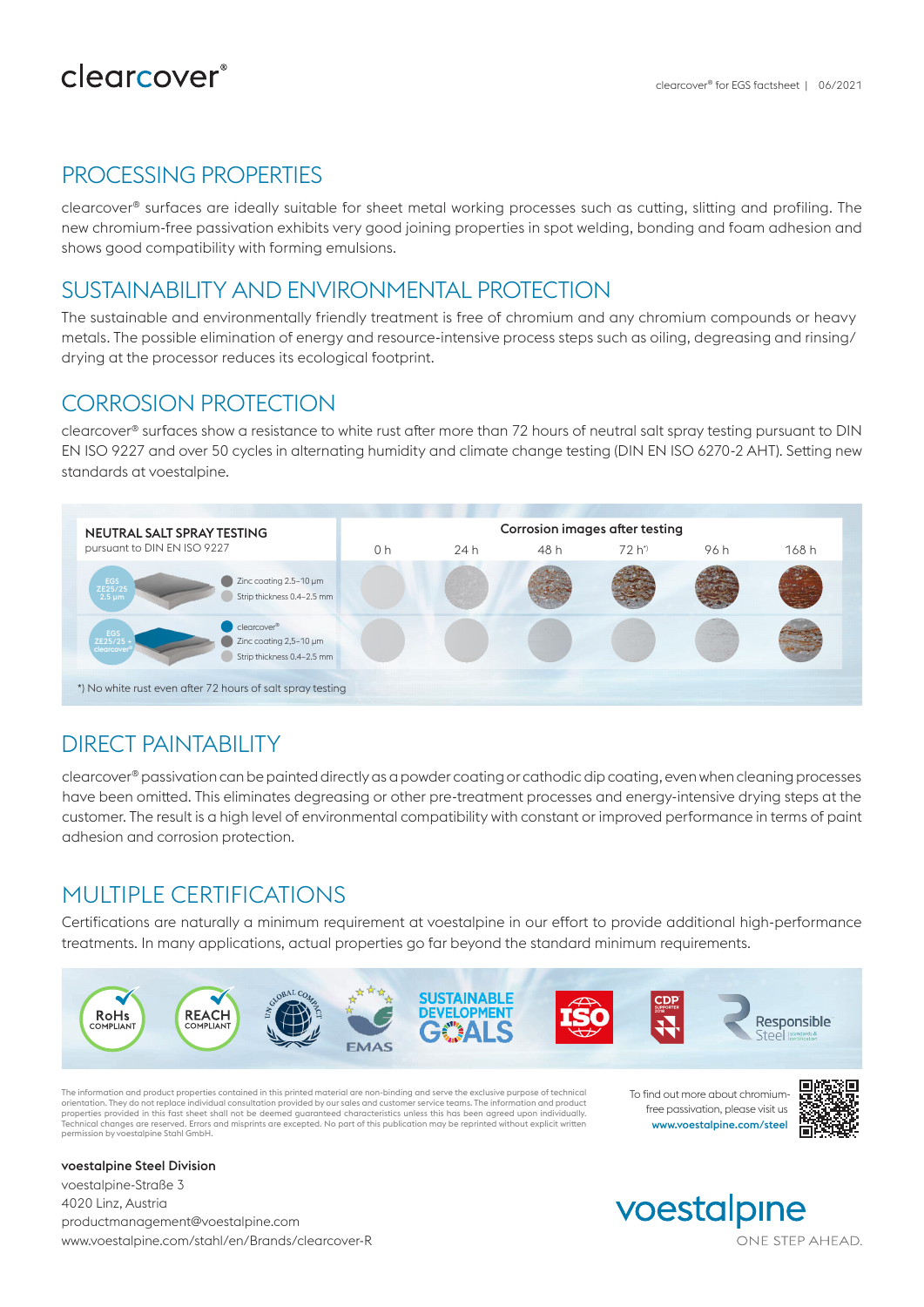# clearcover®

## PROCESSING PROPERTIES

clearcover® surfaces are ideally suitable for sheet metal working processes such as cutting, slitting and profiling. The new chromium-free passivation exhibits very good joining properties in spot welding, bonding and foam adhesion and shows good compatibility with forming emulsions.

## SUSTAINABILITY AND ENVIRONMENTAL PROTECTION

The sustainable and environmentally friendly treatment is free of chromium and any chromium compounds or heavy metals. The possible elimination of energy and resource-intensive process steps such as oiling, degreasing and rinsing/drying at the processor reduces its ecological footprint.

## CORROSION PROTECTION

clearcover® surfaces show a resistance to white rust after more than 72 hours of neutral salt spray testing pursuant to DIN EN ISO 9227 and over 50 cycles in alternating humidity and climate change testing (DIN EN ISO 6270-2 AHT). Setting new standards at voestalpine.

**NEUTRAL SALT SPRAY TESTING**
pursuant to DIN EN ISO 9227

Corrosion images after testing

0 h | 24 h | 48 h | 72 h*) | 96 h | 168 h

EGS ZE25/25 2.5 µm
Zinc coating 2.5–10 µm
Strip thickness 0.4–2.5 mm

EGS ZE25/25 + clearcover®
clearcover®
Zinc coating 2,5–10 µm
Strip thickness 0.4–2.5 mm

*) No white rust even after 72 hours of salt spray testing

## DIRECT PAINTABILITY

clearcover® passivation can be painted directly as a powder coating or cathodic dip coating, even when cleaning processes have been omitted. This eliminates degreasing or other pre-treatment processes and energy-intensive drying steps at the customer. The result is a high level of environmental compatibility with constant or improved performance in terms of paint adhesion and corrosion protection.

## MULTIPLE CERTIFICATIONS

Certifications are naturally a minimum requirement at voestalpine in our effort to provide additional high-performance treatments. In many applications, actual properties go far beyond the standard minimum requirements.

RoHS COMPLIANT | REACH COMPLIANT | UN GLOBAL COMPACT | EMAS | SUSTAINABLE DEVELOPMENT GOALS | ISO | CDP SUPPORTER 2018 | Responsible Steel

The information and product properties contained in this printed material are non-binding and serve the exclusive purpose of technical orientation. They do not replace individual consultation provided by our sales and customer service teams. The information and product properties provided in this fast sheet shall not be deemed guaranteed characteristics unless this has been agreed upon individually. Technical changes are reserved. Errors and misprints are excepted. No part of this publication may be reprinted without explicit written permission by voestalpine Stahl GmbH.

To find out more about chromium-free passivation, please visit us www.voestalpine.com/steel

**voestalpine Steel Division**
voestalpine-Straße 3
4020 Linz, Austria
productmanagement@voestalpine.com
www.voestalpine.com/stahl/en/Brands/clearcover-R

voestalpine
ONE STEP AHEAD.